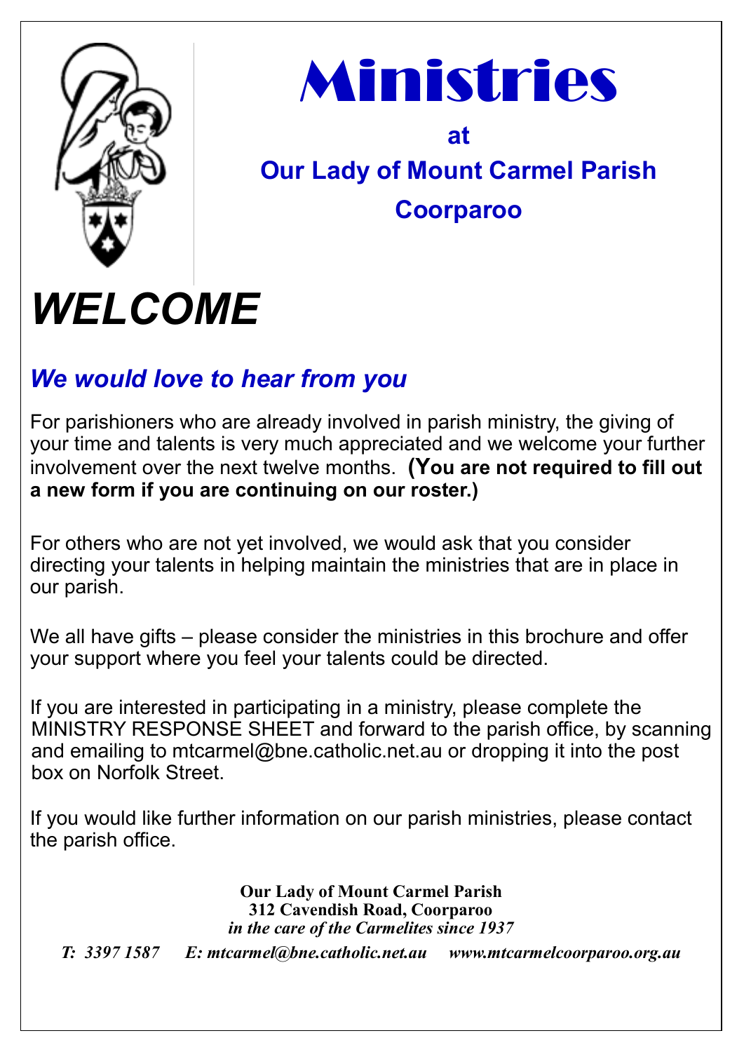# Ministries

**at**

**Our Lady of Mount Carmel Parish**

**Coorparoo**

# *WELCOME*

## *We would love to hear from you*

For parishioners who are already involved in parish ministry, the giving of your time and talents is very much appreciated and we welcome your further involvement over the next twelve months. **(You are not required to fill out a new form if you are continuing on our roster.)**

For others who are not yet involved, we would ask that you consider directing your talents in helping maintain the ministries that are in place in our parish.

We all have gifts – please consider the ministries in this brochure and offer your support where you feel your talents could be directed.

If you are interested in participating in a ministry, please complete the MINISTRY RESPONSE SHEET and forward to the parish office, by scanning and emailing to mtcarmel@bne.catholic.net.au or dropping it into the post box on Norfolk Street.

If you would like further information on our parish ministries, please contact the parish office.

**Our Lady of Mount Carmel Parish**
**312 Cavendish Road, Coorparoo**
***in the care of the Carmelites since 1937***

***T: 3397 1587     E: mtcarmel@bne.catholic.net.au     www.mtcarmelcoorparoo.org.au***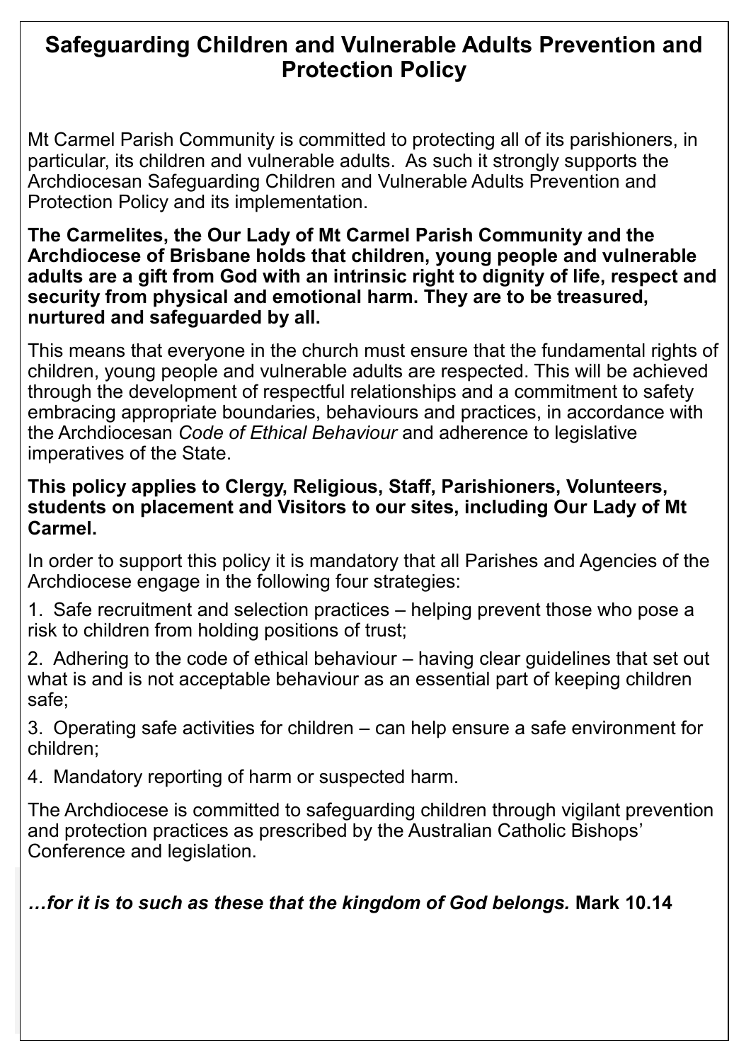# Safeguarding Children and Vulnerable Adults Prevention and Protection Policy

Mt Carmel Parish Community is committed to protecting all of its parishioners, in particular, its children and vulnerable adults. As such it strongly supports the Archdiocesan Safeguarding Children and Vulnerable Adults Prevention and Protection Policy and its implementation.

**The Carmelites, the Our Lady of Mt Carmel Parish Community and the Archdiocese of Brisbane holds that children, young people and vulnerable adults are a gift from God with an intrinsic right to dignity of life, respect and security from physical and emotional harm. They are to be treasured, nurtured and safeguarded by all.**

This means that everyone in the church must ensure that the fundamental rights of children, young people and vulnerable adults are respected. This will be achieved through the development of respectful relationships and a commitment to safety embracing appropriate boundaries, behaviours and practices, in accordance with the Archdiocesan *Code of Ethical Behaviour* and adherence to legislative imperatives of the State.

**This policy applies to Clergy, Religious, Staff, Parishioners, Volunteers, students on placement and Visitors to our sites, including Our Lady of Mt Carmel.**

In order to support this policy it is mandatory that all Parishes and Agencies of the Archdiocese engage in the following four strategies:

1. Safe recruitment and selection practices – helping prevent those who pose a risk to children from holding positions of trust;
2. Adhering to the code of ethical behaviour – having clear guidelines that set out what is and is not acceptable behaviour as an essential part of keeping children safe;
3. Operating safe activities for children – can help ensure a safe environment for children;
4. Mandatory reporting of harm or suspected harm.

The Archdiocese is committed to safeguarding children through vigilant prevention and protection practices as prescribed by the Australian Catholic Bishops' Conference and legislation.

***…for it is to such as these that the kingdom of God belongs.* Mark 10.14**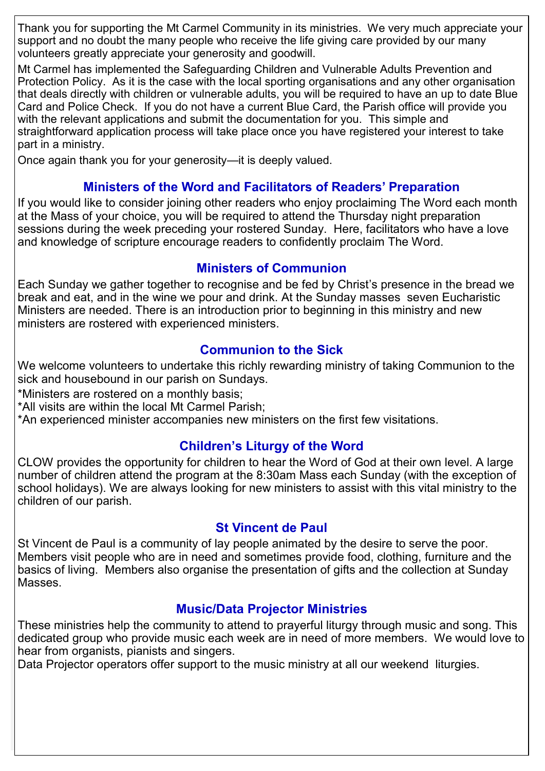Thank you for supporting the Mt Carmel Community in its ministries. We very much appreciate your support and no doubt the many people who receive the life giving care provided by our many volunteers greatly appreciate your generosity and goodwill.

Mt Carmel has implemented the Safeguarding Children and Vulnerable Adults Prevention and Protection Policy. As it is the case with the local sporting organisations and any other organisation that deals directly with children or vulnerable adults, you will be required to have an up to date Blue Card and Police Check. If you do not have a current Blue Card, the Parish office will provide you with the relevant applications and submit the documentation for you. This simple and straightforward application process will take place once you have registered your interest to take part in a ministry.

Once again thank you for your generosity—it is deeply valued.

## Ministers of the Word and Facilitators of Readers' Preparation

If you would like to consider joining other readers who enjoy proclaiming The Word each month at the Mass of your choice, you will be required to attend the Thursday night preparation sessions during the week preceding your rostered Sunday. Here, facilitators who have a love and knowledge of scripture encourage readers to confidently proclaim The Word.

## Ministers of Communion

Each Sunday we gather together to recognise and be fed by Christ's presence in the bread we break and eat, and in the wine we pour and drink. At the Sunday masses seven Eucharistic Ministers are needed. There is an introduction prior to beginning in this ministry and new ministers are rostered with experienced ministers.

## Communion to the Sick

We welcome volunteers to undertake this richly rewarding ministry of taking Communion to the sick and housebound in our parish on Sundays.

*Ministers are rostered on a monthly basis;
*All visits are within the local Mt Carmel Parish;
*An experienced minister accompanies new ministers on the first few visitations.

## Children's Liturgy of the Word

CLOW provides the opportunity for children to hear the Word of God at their own level. A large number of children attend the program at the 8:30am Mass each Sunday (with the exception of school holidays). We are always looking for new ministers to assist with this vital ministry to the children of our parish.

## St Vincent de Paul

St Vincent de Paul is a community of lay people animated by the desire to serve the poor. Members visit people who are in need and sometimes provide food, clothing, furniture and the basics of living. Members also organise the presentation of gifts and the collection at Sunday Masses.

## Music/Data Projector Ministries

These ministries help the community to attend to prayerful liturgy through music and song. This dedicated group who provide music each week are in need of more members. We would love to hear from organists, pianists and singers.
Data Projector operators offer support to the music ministry at all our weekend liturgies.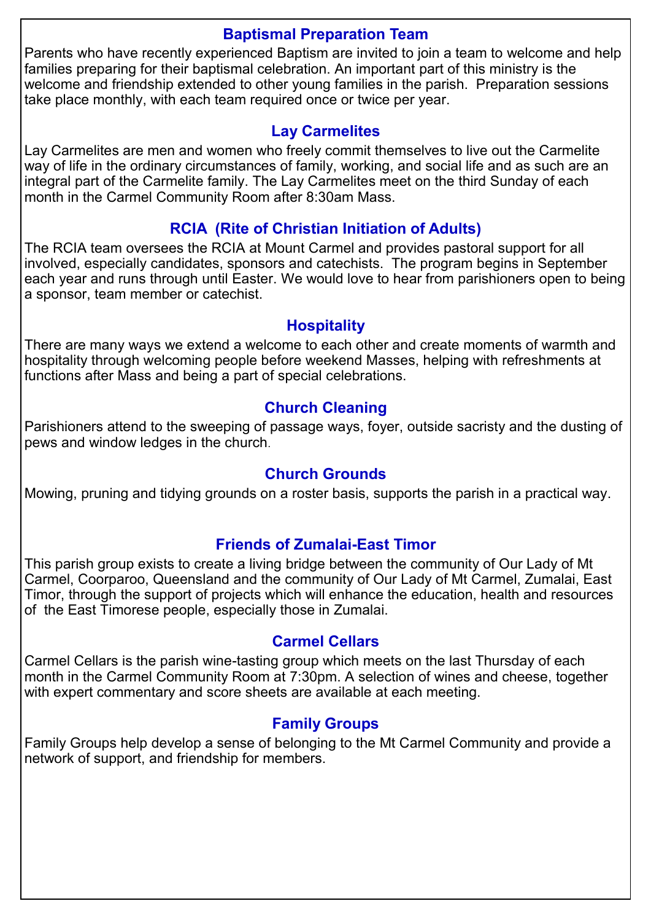## Baptismal Preparation Team

Parents who have recently experienced Baptism are invited to join a team to welcome and help families preparing for their baptismal celebration. An important part of this ministry is the welcome and friendship extended to other young families in the parish. Preparation sessions take place monthly, with each team required once or twice per year.

## Lay Carmelites

Lay Carmelites are men and women who freely commit themselves to live out the Carmelite way of life in the ordinary circumstances of family, working, and social life and as such are an integral part of the Carmelite family. The Lay Carmelites meet on the third Sunday of each month in the Carmel Community Room after 8:30am Mass.

## RCIA (Rite of Christian Initiation of Adults)

The RCIA team oversees the RCIA at Mount Carmel and provides pastoral support for all involved, especially candidates, sponsors and catechists. The program begins in September each year and runs through until Easter. We would love to hear from parishioners open to being a sponsor, team member or catechist.

## Hospitality

There are many ways we extend a welcome to each other and create moments of warmth and hospitality through welcoming people before weekend Masses, helping with refreshments at functions after Mass and being a part of special celebrations.

## Church Cleaning

Parishioners attend to the sweeping of passage ways, foyer, outside sacristy and the dusting of pews and window ledges in the church.

## Church Grounds

Mowing, pruning and tidying grounds on a roster basis, supports the parish in a practical way.

## Friends of Zumalai-East Timor

This parish group exists to create a living bridge between the community of Our Lady of Mt Carmel, Coorparoo, Queensland and the community of Our Lady of Mt Carmel, Zumalai, East Timor, through the support of projects which will enhance the education, health and resources of the East Timorese people, especially those in Zumalai.

## Carmel Cellars

Carmel Cellars is the parish wine-tasting group which meets on the last Thursday of each month in the Carmel Community Room at 7:30pm. A selection of wines and cheese, together with expert commentary and score sheets are available at each meeting.

## Family Groups

Family Groups help develop a sense of belonging to the Mt Carmel Community and provide a network of support, and friendship for members.